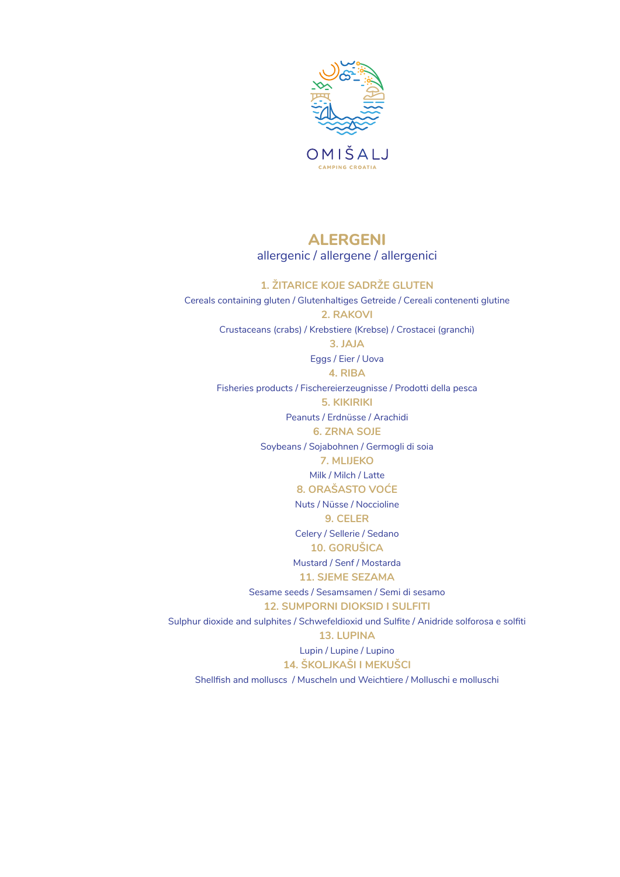OMIŠALJ

CAMPING CROATIA

# ALERGENI

allergenic / allergene / allergenici

**1. ŽITARICE KOJE SADRŽE GLUTEN**

Cereals containing gluten / Glutenhaltiges Getreide / Cereali contenenti glutine

**2. RAKOVI**

Crustaceans (crabs) / Krebstiere (Krebse) / Crostacei (granchi)

**3. JAJA**

Eggs / Eier / Uova

**4. RIBA**

Fisheries products / Fischereierzeugnisse / Prodotti della pesca

**5. KIKIRIKI**

Peanuts / Erdnüsse / Arachidi

**6. ZRNA SOJE**

Soybeans / Sojabohnen / Germogli di soia

**7. MLIJEKO**

Milk / Milch / Latte

**8. ORAŠASTO VOĆE**

Nuts / Nüsse / Noccioline

**9. CELER**

Celery / Sellerie / Sedano

**10. GORUŠICA**

Mustard / Senf / Mostarda

**11. SJEME SEZAMA**

Sesame seeds / Sesamsamen / Semi di sesamo

**12. SUMPORNI DIOKSID I SULFITI**

Sulphur dioxide and sulphites / Schwefeldioxid und Sulfite / Anidride solforosa e solfiti

**13. LUPINA**

Lupin / Lupine / Lupino

**14. ŠKOLJKAŠI I MEKUŠCI**

Shellfish and molluscs / Muscheln und Weichtiere / Molluschi e molluschi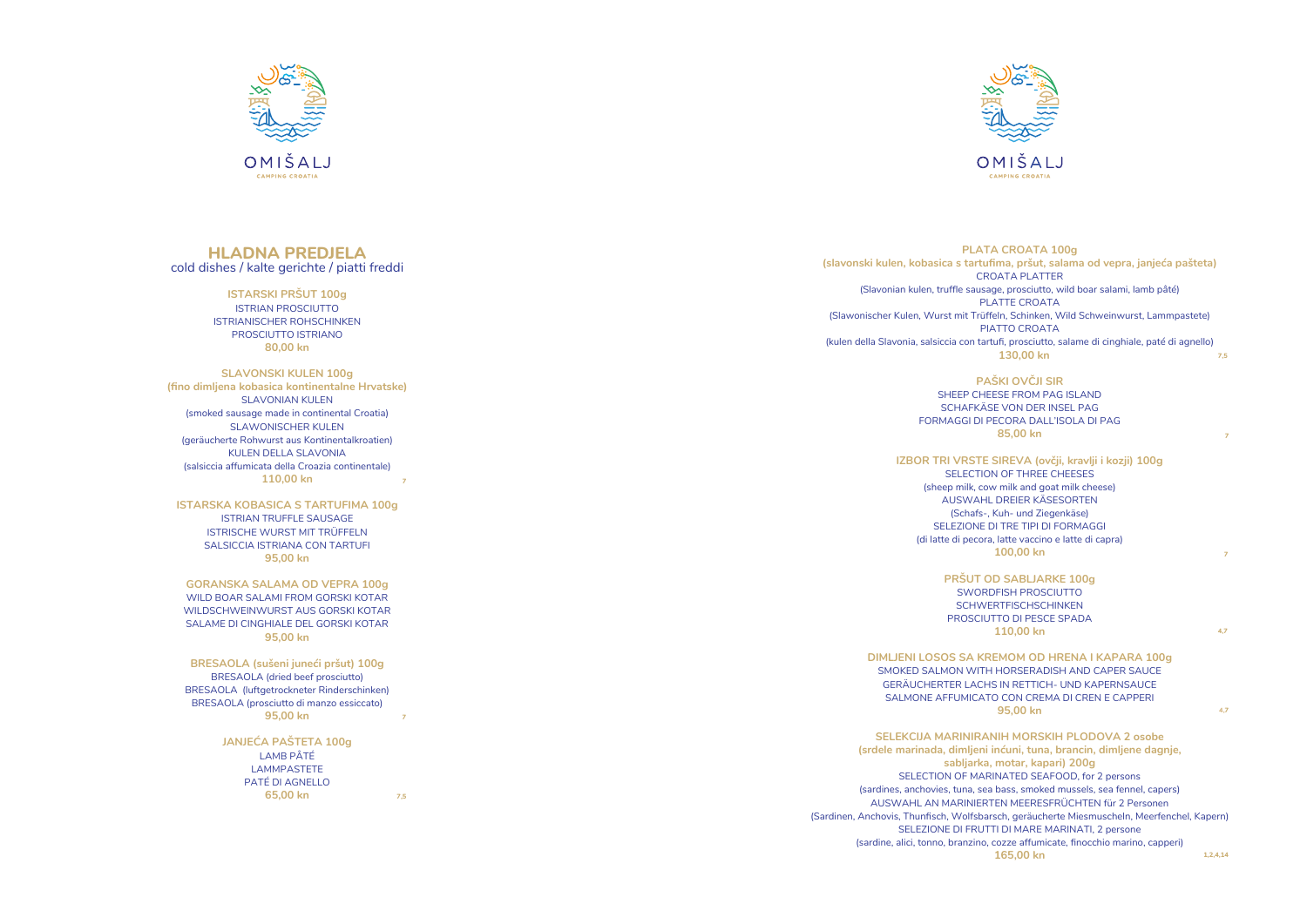# HLADNA PREDJELA

cold dishes / kalte gerichte / piatti freddi

**ISTARSKI PRŠUT 100g**
ISTRIAN PROSCIUTTO
ISTRIANISCHER ROHSCHINKEN
PROSCIUTTO ISTRIANO
**80,00 kn**

**SLAVONSKI KULEN 100g**
**(fino dimljena kobasica kontinentalne Hrvatske)**
SLAVONIAN KULEN
(smoked sausage made in continental Croatia)
SLAWONISCHER KULEN
(geräucherte Rohwurst aus Kontinentalkroatien)
KULEN DELLA SLAVONIA
(salsiccia affumicata della Croazia continentale)
**110,00 kn** 7

**ISTARSKA KOBASICA S TARTUFIMA 100g**
ISTRIAN TRUFFLE SAUSAGE
ISTRISCHE WURST MIT TRÜFFELN
SALSICCIA ISTRIANA CON TARTUFI
**95,00 kn**

**GORANSKA SALAMA OD VEPRA 100g**
WILD BOAR SALAMI FROM GORSKI KOTAR
WILDSCHWEINWURST AUS GORSKI KOTAR
SALAME DI CINGHIALE DEL GORSKI KOTAR
**95,00 kn**

**BRESAOLA (sušeni juneći pršut) 100g**
BRESAOLA (dried beef prosciutto)
BRESAOLA (luftgetrockneter Rinderschinken)
BRESAOLA (prosciutto di manzo essiccato)
**95,00 kn** 7

**JANJEĆA PAŠTETA 100g**
LAMB PÂTÉ
LAMMPASTETE
PATÉ DI AGNELLO
**65,00 kn** 7,5

**PLATA CROATA 100g**
**(slavonski kulen, kobasica s tartufima, pršut, salama od vepra, janjeća pašteta)**
CROATA PLATTER
(Slavonian kulen, truffle sausage, prosciutto, wild boar salami, lamb pâté)
PLATTE CROATA
(Slawonischer Kulen, Wurst mit Trüffeln, Schinken, Wild Schweinwurst, Lammpastete)
PIATTO CROATA
(kulen della Slavonia, salsiccia con tartufi, prosciutto, salame di cinghiale, paté di agnello)
**130,00 kn** 7,5

**PAŠKI OVČJI SIR**
SHEEP CHEESE FROM PAG ISLAND
SCHAFKÄSE VON DER INSEL PAG
FORMAGGI DI PECORA DALL'ISOLA DI PAG
**85,00 kn** 7

**IZBOR TRI VRSTE SIREVA (ovčji, kravlji i kozji) 100g**
SELECTION OF THREE CHEESES
(sheep milk, cow milk and goat milk cheese)
AUSWAHL DREIER KÄSESORTEN
(Schafs-, Kuh- und Ziegenkäse)
SELEZIONE DI TRE TIPI DI FORMAGGI
(di latte di pecora, latte vaccino e latte di capra)
**100,00 kn** 7

**PRŠUT OD SABLJARKE 100g**
SWORDFISH PROSCIUTTO
SCHWERTFISCHSCHINKEN
PROSCIUTTO DI PESCE SPADA
**110,00 kn** 4,7

**DIMLJENI LOSOS SA KREMOM OD HRENA I KAPARA 100g**
SMOKED SALMON WITH HORSERADISH AND CAPER SAUCE
GERÄUCHERTER LACHS IN RETTICH- UND KAPERNSAUCE
SALMONE AFFUMICATO CON CREMA DI CREN E CAPPERI
**95,00 kn** 4,7

**SELEKCIJA MARINIRANIH MORSKIH PLODOVA 2 osobe**
**(srdele marinada, dimljeni inćuni, tuna, brancin, dimljene dagnje, sabljarka, motar, kapari) 200g**
SELECTION OF MARINATED SEAFOOD, for 2 persons
(sardines, anchovies, tuna, sea bass, smoked mussels, sea fennel, capers)
AUSWAHL AN MARINIERTEN MEERESFRÜCHTEN für 2 Personen
(Sardinen, Anchovis, Thunfisch, Wolfsbarsch, geräucherte Miesmuscheln, Meerfenchel, Kapern)
SELEZIONE DI FRUTTI DI MARE MARINATI, 2 persone
(sardine, alici, tonno, branzino, cozze affumicate, finocchio marino, capperi)
**165,00 kn** 1,2,4,14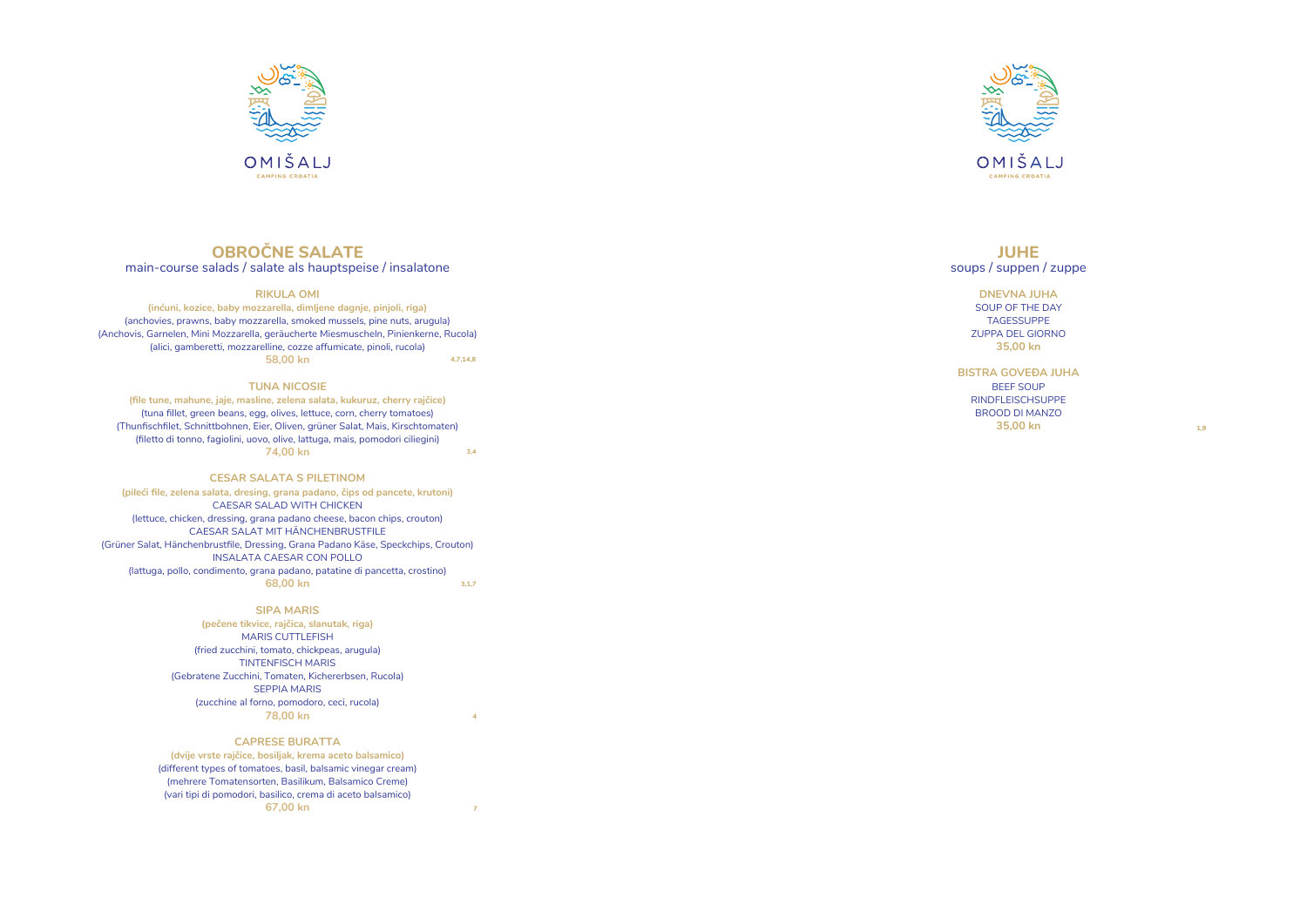OMIŠALJ

CAMPING CROATIA

## OBROČNE SALATE

main-course salads / salate als hauptspeise / insalatone

### RIKULA OMI

**(inćuni, kozice, baby mozzarella, dimljene dagnje, pinjoli, riga)**

(anchovies, prawns, baby mozzarella, smoked mussels, pine nuts, arugula)

(Anchovis, Garnelen, Mini Mozzarella, geräucherte Miesmuscheln, Pinienkerne, Rucola)

(alici, gamberetti, mozzarelline, cozze affumicate, pinoli, rucola)

**58,00 kn** 4,7,14,8

### TUNA NICOSIE

**(file tune, mahune, jaje, masline, zelena salata, kukuruz, cherry rajčice)**

(tuna fillet, green beans, egg, olives, lettuce, corn, cherry tomatoes)

(Thunfischfilet, Schnittbohnen, Eier, Oliven, grüner Salat, Mais, Kirschtomaten)

(filetto di tonno, fagiolini, uovo, olive, lattuga, mais, pomodori ciliegini)

**74,00 kn** 3,4

### CESAR SALATA S PILETINOM

**(pileći file, zelena salata, dresing, grana padano, čips od pancete, krutoni)**

CAESAR SALAD WITH CHICKEN

(lettuce, chicken, dressing, grana padano cheese, bacon chips, crouton)

CAESAR SALAT MIT HÄNCHENBRUSTFILE

(Grüner Salat, Hänchenbrustfile, Dressing, Grana Padano Käse, Speckchips, Crouton)

INSALATA CAESAR CON POLLO

(lattuga, pollo, condimento, grana padano, patatine di pancetta, crostino)

**68,00 kn** 3,1,7

### SIPA MARIS

**(pečene tikvice, rajčica, slanutak, riga)**

MARIS CUTTLEFISH

(fried zucchini, tomato, chickpeas, arugula)

TINTENFISCH MARIS

(Gebratene Zucchini, Tomaten, Kichererbsen, Rucola)

SEPPIA MARIS

(zucchine al forno, pomodoro, ceci, rucola)

**78,00 kn** 4

### CAPRESE BURATTA

**(dvije vrste rajčice, bosiljak, krema aceto balsamico)**

(different types of tomatoes, basil, balsamic vinegar cream)

(mehrere Tomatensorten, Basilikum, Balsamico Creme)

(vari tipi di pomodori, basilico, crema di aceto balsamico)

**67,00 kn** 7

OMIŠALJ

CAMPING CROATIA

## JUHE

soups / suppen / zuppe

### DNEVNA JUHA

SOUP OF THE DAY

TAGESSUPPE

ZUPPA DEL GIORNO

**35,00 kn**

### BISTRA GOVEĐA JUHA

BEEF SOUP

RINDFLEISCHSUPPE

BROOD DI MANZO

**35,00 kn** 1,9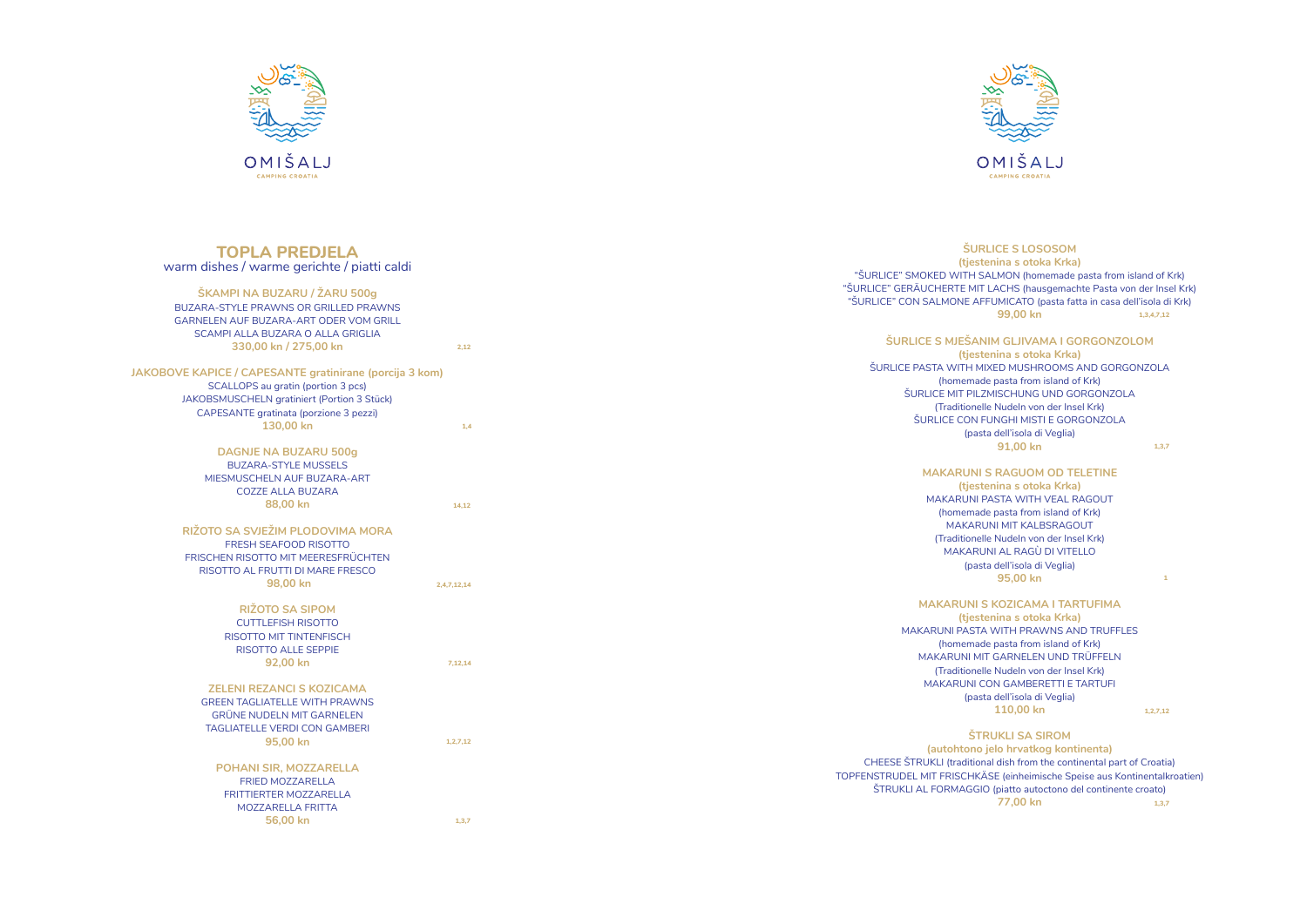OMIŠALJ
CAMPING CROATIA

## TOPLA PREDJELA

warm dishes / warme gerichte / piatti caldi

**ŠKAMPI NA BUZARU / ŽARU 500g**
BUZARA-STYLE PRAWNS OR GRILLED PRAWNS
GARNELEN AUF BUZARA-ART ODER VOM GRILL
SCAMPI ALLA BUZARA O ALLA GRIGLIA
**330,00 kn / 275,00 kn** 2,12

**JAKOBOVE KAPICE / CAPESANTE gratinirane (porcija 3 kom)**
SCALLOPS au gratin (portion 3 pcs)
JAKOBSMUSCHELN gratiniert (Portion 3 Stück)
CAPESANTE gratinata (porzione 3 pezzi)
**130,00 kn** 1,4

**DAGNJE NA BUZARU 500g**
BUZARA-STYLE MUSSELS
MIESMUSCHELN AUF BUZARA-ART
COZZE ALLA BUZARA
**88,00 kn** 14,12

**RIŽOTO SA SVJEŽIM PLODOVIMA MORA**
FRESH SEAFOOD RISOTTO
FRISCHEN RISOTTO MIT MEERESFRÜCHTEN
RISOTTO AL FRUTTI DI MARE FRESCO
**98,00 kn** 2,4,7,12,14

**RIŽOTO SA SIPOM**
CUTTLEFISH RISOTTO
RISOTTO MIT TINTENFISCH
RISOTTO ALLE SEPPIE
**92,00 kn** 7,12,14

**ZELENI REZANCI S KOZICAMA**
GREEN TAGLIATELLE WITH PRAWNS
GRÜNE NUDELN MIT GARNELEN
TAGLIATELLE VERDI CON GAMBERI
**95,00 kn** 1,2,7,12

**POHANI SIR, MOZZARELLA**
FRIED MOZZARELLA
FRITTIERTER MOZZARELLA
MOZZARELLA FRITTA
**56,00 kn** 1,3,7

OMIŠALJ
CAMPING CROATIA

**ŠURLICE S LOSOSOM**
**(tjestenina s otoka Krka)**
"ŠURLICE" SMOKED WITH SALMON (homemade pasta from island of Krk)
"ŠURLICE" GERÄUCHERTE MIT LACHS (hausgemachte Pasta von der Insel Krk)
"ŠURLICE" CON SALMONE AFFUMICATO (pasta fatta in casa dell'isola di Krk)
**99,00 kn** 1,3,4,7,12

**ŠURLICE S MJEŠANIM GLJIVAMA I GORGONZOLOM**
**(tjestenina s otoka Krka)**
ŠURLICE PASTA WITH MIXED MUSHROOMS AND GORGONZOLA
(homemade pasta from island of Krk)
ŠURLICE MIT PILZMISCHUNG UND GORGONZOLA
(Traditionelle Nudeln von der Insel Krk)
ŠURLICE CON FUNGHI MISTI E GORGONZOLA
(pasta dell'isola di Veglia)
**91,00 kn** 1,3,7

**MAKARUNI S RAGUOM OD TELETINE**
**(tjestenina s otoka Krka)**
MAKARUNI PASTA WITH VEAL RAGOUT
(homemade pasta from island of Krk)
MAKARUNI MIT KALBSRAGOUT
(Traditionelle Nudeln von der Insel Krk)
MAKARUNI AL RAGÙ DI VITELLO
(pasta dell'isola di Veglia)
**95,00 kn** 1

**MAKARUNI S KOZICAMA I TARTUFIMA**
**(tjestenina s otoka Krka)**
MAKARUNI PASTA WITH PRAWNS AND TRUFFLES
(homemade pasta from island of Krk)
MAKARUNI MIT GARNELEN UND TRÜFFELN
(Traditionelle Nudeln von der Insel Krk)
MAKARUNI CON GAMBERETTI E TARTUFI
(pasta dell'isola di Veglia)
**110,00 kn** 1,2,7,12

**ŠTRUKLI SA SIROM**
**(autohtono jelo hrvatkog kontinenta)**
CHEESE ŠTRUKLI (traditional dish from the continental part of Croatia)
TOPFENSTRUDEL MIT FRISCHKÄSE (einheimische Speise aus Kontinentalkroatien)
ŠTRUKLI AL FORMAGGIO (piatto autoctono del continente croato)
**77,00 kn** 1,3,7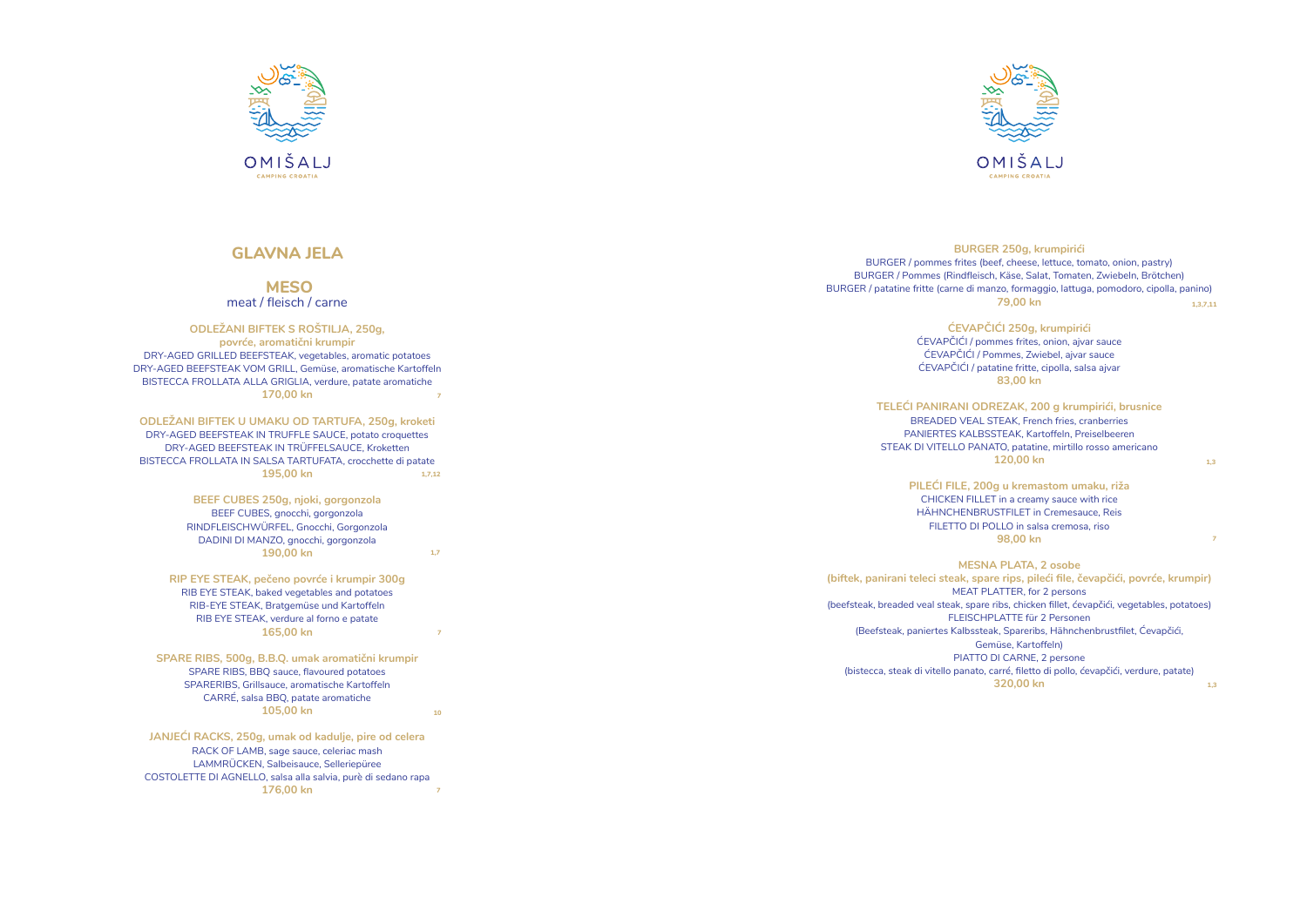OMIŠALJ

CAMPING CROATIA

## GLAVNA JELA

### MESO

meat / fleisch / carne

**ODLEŽANI BIFTEK S ROŠTILJA, 250g, povrće, aromatični krumpir**
DRY-AGED GRILLED BEEFSTEAK, vegetables, aromatic potatoes
DRY-AGED BEEFSTEAK VOM GRILL, Gemüse, aromatische Kartoffeln
BISTECCA FROLLATA ALLA GRIGLIA, verdure, patate aromatiche
**170,00 kn** 7

**ODLEŽANI BIFTEK U UMAKU OD TARTUFA, 250g, kroketi**
DRY-AGED BEEFSTEAK IN TRUFFLE SAUCE, potato croquettes
DRY-AGED BEEFSTEAK IN TRÜFFELSAUCE, Kroketten
BISTECCA FROLLATA IN SALSA TARTUFATA, crocchette di patate
**195,00 kn** 1,7,12

**BEEF CUBES 250g, njoki, gorgonzola**
BEEF CUBES, gnocchi, gorgonzola
RINDFLEISCHWÜRFEL, Gnocchi, Gorgonzola
DADINI DI MANZO, gnocchi, gorgonzola
**190,00 kn** 1,7

**RIP EYE STEAK, pečeno povrće i krumpir 300g**
RIB EYE STEAK, baked vegetables and potatoes
RIB-EYE STEAK, Bratgemüse und Kartoffeln
RIB EYE STEAK, verdure al forno e patate
**165,00 kn** 7

**SPARE RIBS, 500g, B.B.Q. umak aromatični krumpir**
SPARE RIBS, BBQ sauce, flavoured potatoes
SPARERIBS, Grillsauce, aromatische Kartoffeln
CARRÉ, salsa BBQ, patate aromatiche
**105,00 kn** 10

**JANJEĆI RACKS, 250g, umak od kadulje, pire od celera**
RACK OF LAMB, sage sauce, celeriac mash
LAMMRÜCKEN, Salbeisauce, Selleriepüree
COSTOLETTE DI AGNELLO, salsa alla salvia, purè di sedano rapa
**176,00 kn** 7

OMIŠALJ

CAMPING CROATIA

**BURGER 250g, krumpirići**
BURGER / pommes frites (beef, cheese, lettuce, tomato, onion, pastry)
BURGER / Pommes (Rindfleisch, Käse, Salat, Tomaten, Zwiebeln, Brötchen)
BURGER / patatine fritte (carne di manzo, formaggio, lattuga, pomodoro, cipolla, panino)
**79,00 kn** 1,3,7,11

**ĆEVAPČIĆI 250g, krumpirići**
ĆEVAPČIĆI / pommes frites, onion, ajvar sauce
ĆEVAPČIĆI / Pommes, Zwiebel, ajvar sauce
ĆEVAPČIĆI / patatine fritte, cipolla, salsa ajvar
**83,00 kn**

**TELEĆI PANIRANI ODREZAK, 200 g krumpirići, brusnice**
BREADED VEAL STEAK, French fries, cranberries
PANIERTES KALBSSTEAK, Kartoffeln, Preiselbeeren
STEAK DI VITELLO PANATO, patatine, mirtillo rosso americano
**120,00 kn** 1,3

**PILEĆI FILE, 200g u kremastom umaku, riža**
CHICKEN FILLET in a creamy sauce with rice
HÄHNCHENBRUSTFILET in Cremesauce, Reis
FILETTO DI POLLO in salsa cremosa, riso
**98,00 kn** 7

**MESNA PLATA, 2 osobe**
**(biftek, panirani teleci steak, spare rips, pileći file, ćevapčići, povrće, krumpir)**
MEAT PLATTER, for 2 persons
(beefsteak, breaded veal steak, spare ribs, chicken fillet, ćevapčići, vegetables, potatoes)
FLEISCHPLATTE für 2 Personen
(Beefsteak, paniertes Kalbssteak, Spareribs, Hähnchenbrustfilet, Ćevapčići, Gemüse, Kartoffeln)
PIATTO DI CARNE, 2 persone
(bistecca, steak di vitello panato, carré, filetto di pollo, ćevapčići, verdure, patate)
**320,00 kn** 1,3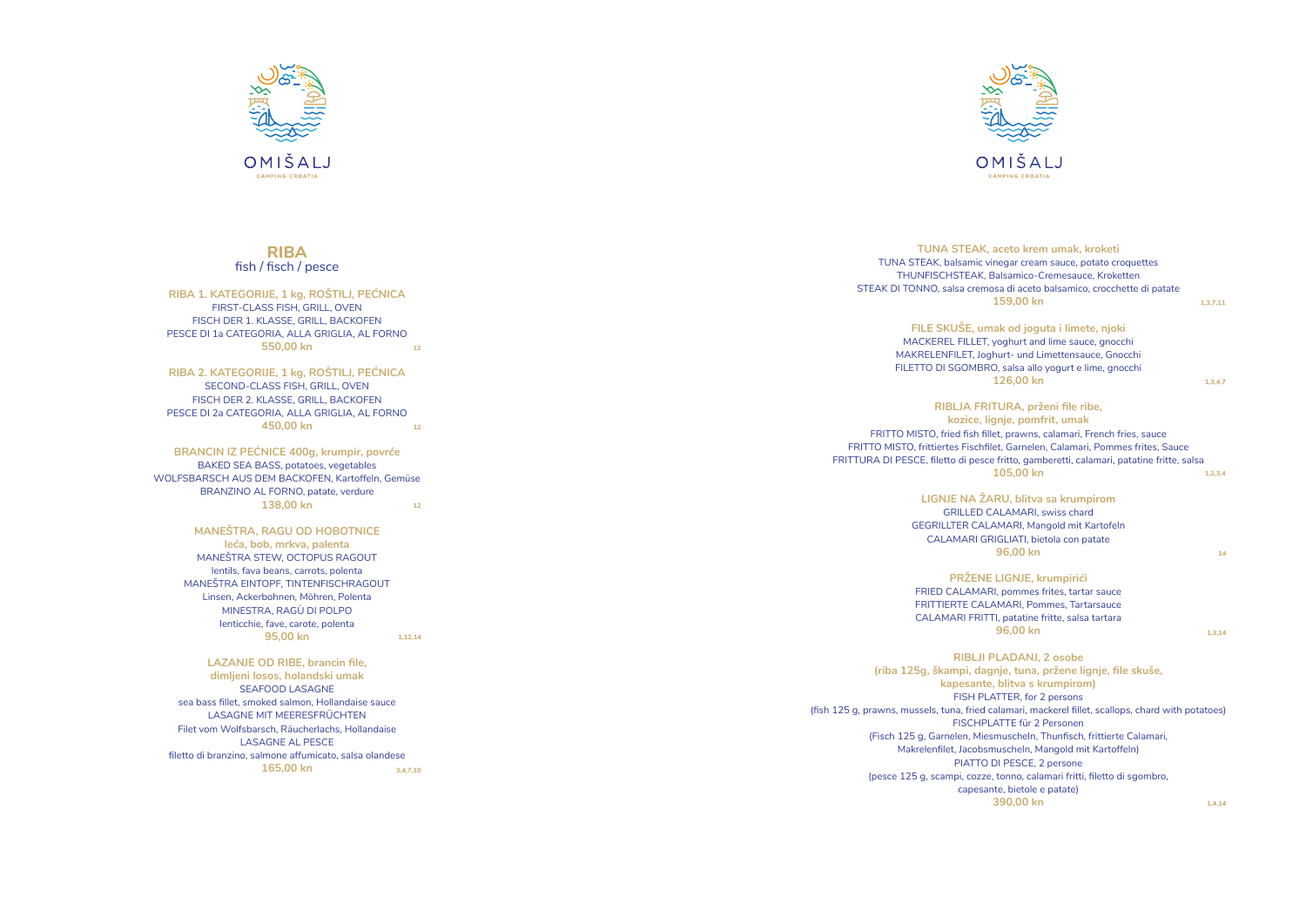OMIŠALJ
CAMPING CROATIA

# RIBA
fish / fisch / pesce

**RIBA 1. KATEGORIJE, 1 kg, ROŠTILJ, PEĆNICA**
FIRST-CLASS FISH, GRILL, OVEN
FISCH DER 1. KLASSE, GRILL, BACKOFEN
PESCE DI 1a CATEGORIA, ALLA GRIGLIA, AL FORNO
**550,00 kn** 12

**RIBA 2. KATEGORIJE, 1 kg, ROŠTILJ, PEĆNICA**
SECOND-CLASS FISH, GRILL, OVEN
FISCH DER 2. KLASSE, GRILL, BACKOFEN
PESCE DI 2a CATEGORIA, ALLA GRIGLIA, AL FORNO
**450,00 kn** 12

**BRANCIN IZ PEĆNICE 400g, krumpir, povrće**
BAKED SEA BASS, potatoes, vegetables
WOLFSBARSCH AUS DEM BACKOFEN, Kartoffeln, Gemüse
BRANZINO AL FORNO, patate, verdure
**138,00 kn** 12

**MANEŠTRA, RAGU OD HOBOTNICE**
**leća, bob, mrkva, palenta**
MANEŠTRA STEW, OCTOPUS RAGOUT
lentils, fava beans, carrots, polenta
MANEŠTRA EINTOPF, TINTENFISCHRAGOUT
Linsen, Ackerbohnen, Möhren, Polenta
MINESTRA, RAGÙ DI POLPO
lenticchie, fave, carote, polenta
**95,00 kn** 1,12,14

**LAZANJE OD RIBE, brancin file,**
**dimljeni losos, holandski umak**
SEAFOOD LASAGNE
sea bass fillet, smoked salmon, Hollandaise sauce
LASAGNE MIT MEERESFRÜCHTEN
Filet vom Wolfsbarsch, Räucherlachs, Hollandaise
LASAGNE AL PESCE
filetto di branzino, salmone affumicato, salsa olandese
**165,00 kn** 3,4,7,10

OMIŠALJ
CAMPING CROATIA

**TUNA STEAK, aceto krem umak, kroketi**
TUNA STEAK, balsamic vinegar cream sauce, potato croquettes
THUNFISCHSTEAK, Balsamico-Cremesauce, Kroketten
STEAK DI TONNO, salsa cremosa di aceto balsamico, crocchette di patate
**159,00 kn** 1,3,7,11

**FILE SKUŠE, umak od joguta i limete, njoki**
MACKEREL FILLET, yoghurt and lime sauce, gnocchi
MAKRELENFILET, Joghurt- und Limettensauce, Gnocchi
FILETTO DI SGOMBRO, salsa allo yogurt e lime, gnocchi
**126,00 kn** 1,3,4,7

**RIBLJA FRITURA, prženi file ribe,**
**kozice, lignje, pomfrit, umak**
FRITTO MISTO, fried fish fillet, prawns, calamari, French fries, sauce
FRITTO MISTO, frittiertes Fischfilet, Garnelen, Calamari, Pommes frites, Sauce
FRITTURA DI PESCE, filetto di pesce fritto, gamberetti, calamari, patatine fritte, salsa
**105,00 kn** 1,2,3,4

**LIGNJE NA ŽARU, blitva sa krumpirom**
GRILLED CALAMARI, swiss chard
GEGRILLTER CALAMARI, Mangold mit Kartofeln
CALAMARI GRIGLIATI, bietola con patate
**96,00 kn** 14

**PRŽENE LIGNJE, krumpirići**
FRIED CALAMARI, pommes frites, tartar sauce
FRITTIERTE CALAMARI, Pommes, Tartarsauce
CALAMARI FRITTI, patatine fritte, salsa tartara
**96,00 kn** 1,3,14

**RIBLJI PLADANJ, 2 osobe**
**(riba 125g, škampi, dagnje, tuna, pržene lignje, file skuše,**
**kapesante, blitva s krumpirom)**
FISH PLATTER, for 2 persons
(fish 125 g, prawns, mussels, tuna, fried calamari, mackerel fillet, scallops, chard with potatoes)
FISCHPLATTE für 2 Personen
(Fisch 125 g, Garnelen, Miesmuscheln, Thunfisch, frittierte Calamari,
Makrelenfilet, Jacobsmuscheln, Mangold mit Kartoffeln)
PIATTO DI PESCE, 2 persone
(pesce 125 g, scampi, cozze, tonno, calamari fritti, filetto di sgombro,
capesante, bietole e patate)
**390,00 kn** 1,4,14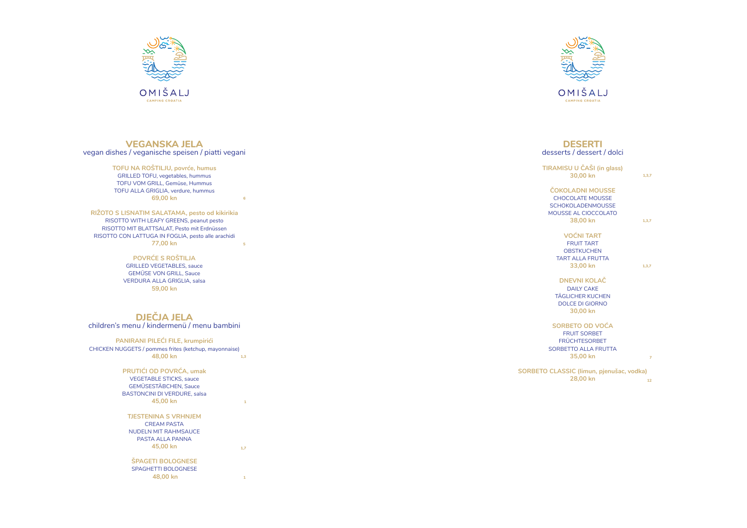OMIŠALJ

CAMPING CROATIA

## VEGANSKA JELA

vegan dishes / veganische speisen / piatti vegani

**TOFU NA ROŠTILJU, povrće, humus**
GRILLED TOFU, vegetables, hummus
TOFU VOM GRILL, Gemüse, Hummus
TOFU ALLA GRIGLIA, verdure, hummus
**69,00 kn** 6

**RIŽOTO S LISNATIM SALATAMA, pesto od kikirikia**
RISOTTO WITH LEAFY GREENS, peanut pesto
RISOTTO MIT BLATTSALAT, Pesto mit Erdnüssen
RISOTTO CON LATTUGA IN FOGLIA, pesto alle arachidi
**77,00 kn** 5

**POVRĆE S ROŠTILJA**
GRILLED VEGETABLES, sauce
GEMÜSE VON GRILL, Sauce
VERDURA ALLA GRIGLIA, salsa
**59,00 kn**

## DJEČJA JELA

children's menu / kindermenü / menu bambini

**PANIRANI PILEĆI FILE, krumpirići**
CHICKEN NUGGETS / pommes frites (ketchup, mayonnaise)
**48,00 kn** 1,3

**PRUTIĆI OD POVRĆA, umak**
VEGETABLE STICKS, sauce
GEMÜSESTÄBCHEN, Sauce
BASTONCINI DI VERDURE, salsa
**45,00 kn** 1

**TJESTENINA S VRHNJEM**
CREAM PASTA
NUDELN MIT RAHMSAUCE
PASTA ALLA PANNA
**45,00 kn** 1,7

**ŠPAGETI BOLOGNESE**
SPAGHETTI BOLOGNESE
**48,00 kn** 1

OMIŠALJ

CAMPING CROATIA

## DESERTI

desserts / dessert / dolci

**TIRAMISU U ČAŠI (in glass)**
**30,00 kn** 1,3,7

**ČOKOLADNI MOUSSE**
CHOCOLATE MOUSSE
SCHOKOLADENMOUSSE
MOUSSE AL CIOCCOLATO
**38,00 kn** 1,3,7

**VOĆNI TART**
FRUIT TART
OBSTKUCHEN
TART ALLA FRUTTA
**33,00 kn** 1,3,7

**DNEVNI KOLAČ**
DAILY CAKE
TÄGLICHER KUCHEN
DOLCE DI GIORNO
**30,00 kn**

**SORBETO OD VOĆA**
FRUIT SORBET
FRÜCHTESORBET
SORBETTO ALLA FRUTTA
**35,00 kn** 7

**SORBETO CLASSIC (limun, pjenušac, vodka)**
**28,00 kn** 12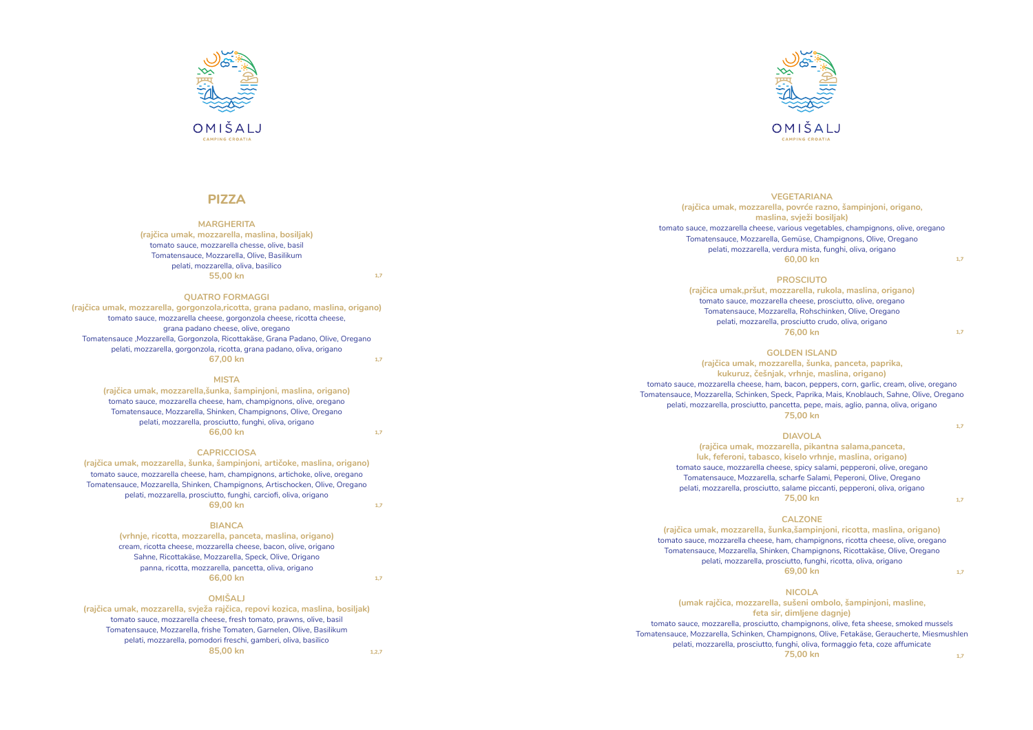OMIŠALJ

CAMPING CROATIA

## PIZZA

### MARGHERITA

**(rajčica umak, mozzarella, maslina, bosiljak)**
tomato sauce, mozzarella chesse, olive, basil
Tomatensauce, Mozzarella, Olive, Basilikum
pelati, mozzarella, oliva, basilico
**55,00 kn** 1,7

### QUATRO FORMAGGI

**(rajčica umak, mozzarella, gorgonzola,ricotta, grana padano, maslina, origano)**
tomato sauce, mozzarella cheese, gorgonzola cheese, ricotta cheese,
grana padano cheese, olive, oregano
Tomatensauce ,Mozzarella, Gorgonzola, Ricottakäse, Grana Padano, Olive, Oregano
pelati, mozzarella, gorgonzola, ricotta, grana padano, oliva, origano
**67,00 kn** 1,7

### MISTA

**(rajčica umak, mozzarella,šunka, šampinjoni, maslina, origano)**
tomato sauce, mozzarella cheese, ham, champignons, olive, oregano
Tomatensauce, Mozzarella, Shinken, Champignons, Olive, Oregano
pelati, mozzarella, prosciutto, funghi, oliva, origano
**66,00 kn** 1,7

### CAPRICCIOSA

**(rajčica umak, mozzarella, šunka, šampinjoni, artičoke, maslina, origano)**
tomato sauce, mozzarella cheese, ham, champignons, artichoke, olive, oregano
Tomatensauce, Mozzarella, Shinken, Champignons, Artischocken, Olive, Oregano
pelati, mozzarella, prosciutto, funghi, carciofi, oliva, origano
**69,00 kn** 1,7

### BIANCA

**(vrhnje, ricotta, mozzarella, panceta, maslina, origano)**
cream, ricotta cheese, mozzarella cheese, bacon, olive, origano
Sahne, Ricottakäse, Mozzarella, Speck, Olive, Origano
panna, ricotta, mozzarella, pancetta, oliva, origano
**66,00 kn** 1,7

### OMIŠALJ

**(rajčica umak, mozzarella, svježa rajčica, repovi kozica, maslina, bosiljak)**
tomato sauce, mozzarella cheese, fresh tomato, prawns, olive, basil
Tomatensauce, Mozzarella, frishe Tomaten, Garnelen, Olive, Basilikum
pelati, mozzarella, pomodori freschi, gamberi, oliva, basilico
**85,00 kn** 1,2,7

OMIŠALJ

CAMPING CROATIA

### VEGETARIANA

**(rajčica umak, mozzarella, povrće razno, šampinjoni, origano, maslina, svježi bosiljak)**
tomato sauce, mozzarella cheese, various vegetables, champignons, olive, oregano
Tomatensauce, Mozzarella, Gemüse, Champignons, Olive, Oregano
pelati, mozzarella, verdura mista, funghi, oliva, origano
**60,00 kn** 1,7

### PROSCIUTO

**(rajčica umak,pršut, mozzarella, rukola, maslina, origano)**
tomato sauce, mozzarella cheese, prosciutto, olive, oregano
Tomatensauce, Mozzarella, Rohschinken, Olive, Oregano
pelati, mozzarella, prosciutto crudo, oliva, origano
**76,00 kn** 1,7

### GOLDEN ISLAND

**(rajčica umak, mozzarella, šunka, panceta, paprika, kukuruz, češnjak, vrhnje, maslina, origano)**
tomato sauce, mozzarella cheese, ham, bacon, peppers, corn, garlic, cream, olive, oregano
Tomatensauce, Mozzarella, Schinken, Speck, Paprika, Mais, Knoblauch, Sahne, Olive, Oregano
pelati, mozzarella, prosciutto, pancetta, pepe, mais, aglio, panna, oliva, origano
**75,00 kn** 1,7

### DIAVOLA

**(rajčica umak, mozzarella, pikantna salama,panceta, luk, feferoni, tabasco, kiselo vrhnje, maslina, origano)**
tomato sauce, mozzarella cheese, spicy salami, pepperoni, olive, oregano
Tomatensauce, Mozzarella, scharfe Salami, Peperoni, Olive, Oregano
pelati, mozzarella, prosciutto, salame piccanti, pepperoni, oliva, origano
**75,00 kn** 1,7

### CALZONE

**(rajčica umak, mozzarella, šunka,šampinjoni, ricotta, maslina, origano)**
tomato sauce, mozzarella cheese, ham, champignons, ricotta cheese, olive, oregano
Tomatensauce, Mozzarella, Shinken, Champignons, Ricottakäse, Olive, Oregano
pelati, mozzarella, prosciutto, funghi, ricotta, oliva, origano
**69,00 kn** 1,7

### NICOLA

**(umak rajčica, mozzarella, sušeni ombolo, šampinjoni, masline, feta sir, dimljene dagnje)**
tomato sauce, mozzarella, prosciutto, champignons, olive, feta sheese, smoked mussels
Tomatensauce, Mozzarella, Schinken, Champignons, Olive, Fetakäse, Geraucherte, Miesmushlen
pelati, mozzarella, prosciutto, funghi, oliva, formaggio feta, coze affumicate
**75,00 kn** 1,7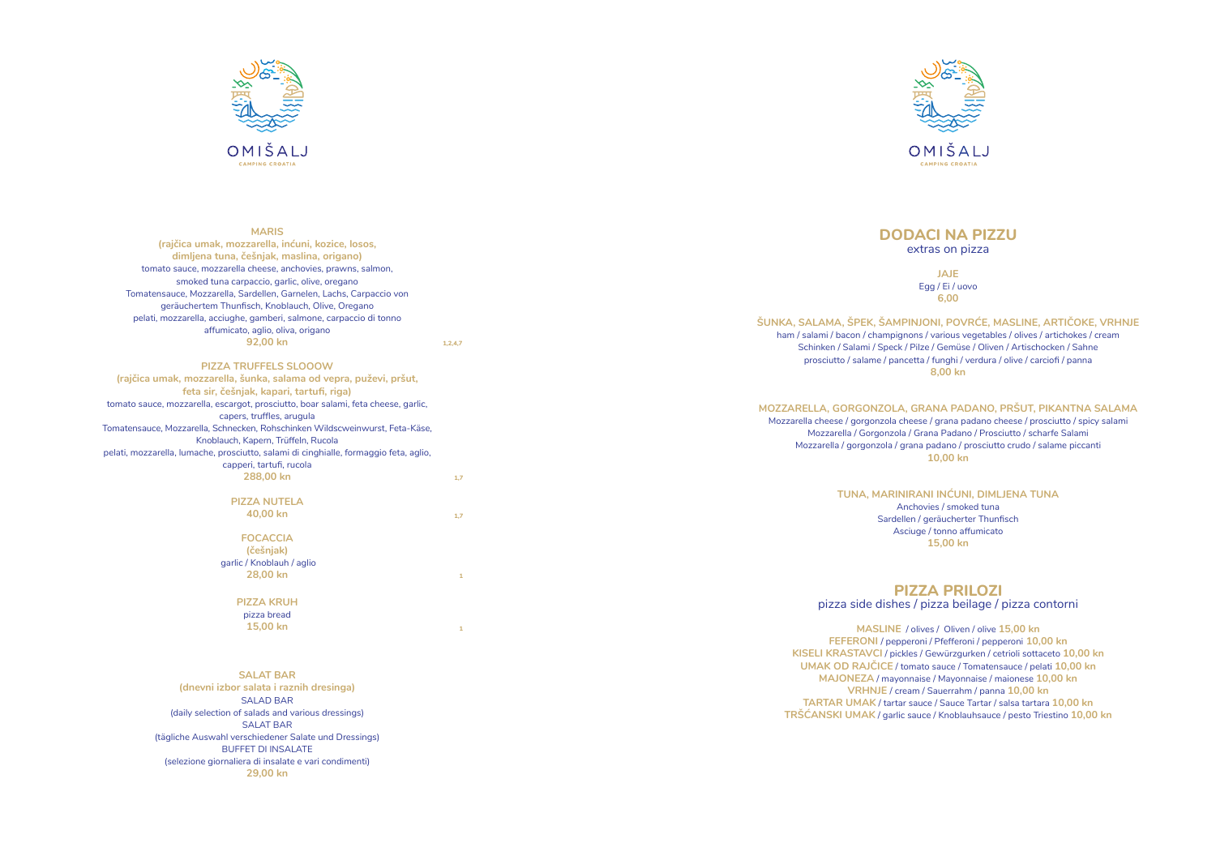OMIŠALJ
CAMPING CROATIA

**MARIS**
**(rajčica umak, mozzarella, inćuni, kozice, losos, dimljena tuna, češnjak, maslina, origano)**
tomato sauce, mozzarella cheese, anchovies, prawns, salmon, smoked tuna carpaccio, garlic, olive, oregano
Tomatensauce, Mozzarella, Sardellen, Garnelen, Lachs, Carpaccio von geräuchertem Thunfisch, Knoblauch, Olive, Oregano
pelati, mozzarella, acciughe, gamberi, salmone, carpaccio di tonno affumicato, aglio, oliva, origano
**92,00 kn** 1,2,4,7

**PIZZA TRUFFELS SLOOOW**
**(rajčica umak, mozzarella, šunka, salama od vepra, puževi, pršut, feta sir, češnjak, kapari, tartufi, riga)**
tomato sauce, mozzarella, escargot, prosciutto, boar salami, feta cheese, garlic, capers, truffles, arugula
Tomatensauce, Mozzarella, Schnecken, Rohschinken Wildscweinwurst, Feta-Käse, Knoblauch, Kapern, Trüffeln, Rucola
pelati, mozzarella, lumache, prosciutto, salami di cinghialle, formaggio feta, aglio, capperi, tartufi, rucola
**288,00 kn** 1,7

**PIZZA NUTELA**
**40,00 kn** 1,7

**FOCACCIA**
**(češnjak)**
garlic / Knoblauh / aglio
**28,00 kn** 1

**PIZZA KRUH**
pizza bread
**15,00 kn** 1

**SALAT BAR**
**(dnevni izbor salata i raznih dresinga)**
SALAD BAR
(daily selection of salads and various dressings)
SALAT BAR
(tägliche Auswahl verschiedener Salate und Dressings)
BUFFET DI INSALATE
(selezione giornaliera di insalate e vari condimenti)
**29,00 kn**

OMIŠALJ
CAMPING CROATIA

## DODACI NA PIZZU
extras on pizza

**JAJE**
Egg / Ei / uovo
**6,00**

**ŠUNKA, SALAMA, ŠPEK, ŠAMPINJONI, POVRĆE, MASLINE, ARTIČOKE, VRHNJE**
ham / salami / bacon / champignons / various vegetables / olives / artichokes / cream
Schinken / Salami / Speck / Pilze / Gemüse / Oliven / Artischocken / Sahne
prosciutto / salame / pancetta / funghi / verdura / olive / carciofi / panna
**8,00 kn**

**MOZZARELLA, GORGONZOLA, GRANA PADANO, PRŠUT, PIKANTNA SALAMA**
Mozzarella cheese / gorgonzola cheese / grana padano cheese / prosciutto / spicy salami
Mozzarella / Gorgonzola / Grana Padano / Prosciutto / scharfe Salami
Mozzarella / gorgonzola / grana padano / prosciutto crudo / salame piccanti
**10,00 kn**

**TUNA, MARINIRANI INĆUNI, DIMLJENA TUNA**
Anchovies / smoked tuna
Sardellen / geräucherter Thunfisch
Asciuge / tonno affumicato
**15,00 kn**

## PIZZA PRILOZI
pizza side dishes / pizza beilage / pizza contorni

**MASLINE** / olives / Oliven / olive **15,00 kn**
**FEFERONI** / pepperoni / Pfefferoni / pepperoni **10,00 kn**
**KISELI KRASTAVCI** / pickles / Gewürzgurken / cetrioli sottaceto **10,00 kn**
**UMAK OD RAJČICE** / tomato sauce / Tomatensauce / pelati **10,00 kn**
**MAJONEZA** / mayonnaise / Mayonnaise / maionese **10,00 kn**
**VRHNJE** / cream / Sauerrahm / panna **10,00 kn**
**TARTAR UMAK** / tartar sauce / Sauce Tartar / salsa tartara **10,00 kn**
**TRŠĆANSKI UMAK** / garlic sauce / Knoblauhsauce / pesto Triestino **10,00 kn**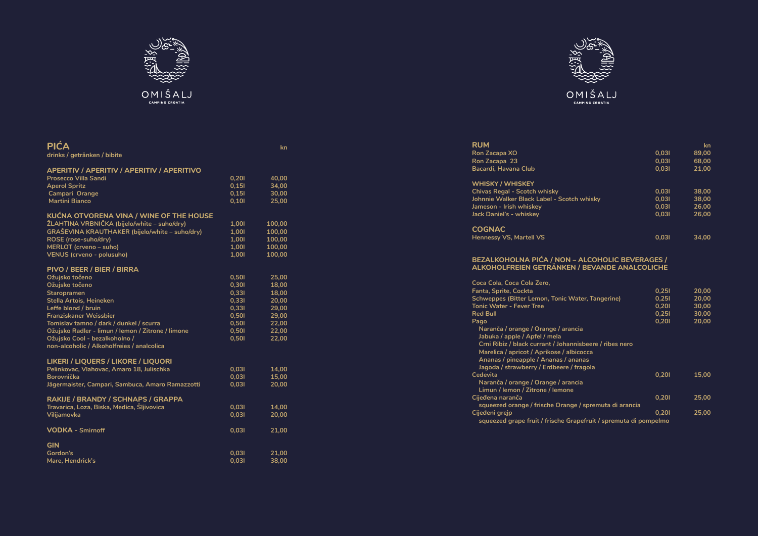OMIŠALJ

CAMPING CROATIA

## PIĆA

drinks / getränken / bibite

### APERITIV / APERITIV / APERITIV / APERITIVO

| | | kn |
|---|---|---|
| Prosecco Villa Sandi | 0,20l | 40,00 |
| Aperol Spritz | 0,15l | 34,00 |
| Campari Orange | 0,15l | 30,00 |
| Martini Bianco | 0,10l | 25,00 |

### KUĆNA OTVORENA VINA / WINE OF THE HOUSE

| | | |
|---|---|---|
| ŽLAHTINA VRBNIČKA (bijelo/white – suho/dry) | 1,00l | 100,00 |
| GRAŠEVINA KRAUTHAKER (bijelo/white – suho/dry) | 1,00l | 100,00 |
| ROSE (rose-suho/dry) | 1,00l | 100,00 |
| MERLOT (crveno – suho) | 1,00l | 100,00 |
| VENUS (crveno - polusuho) | 1,00l | 100,00 |

### PIVO / BEER / BIER / BIRRA

| | | |
|---|---|---|
| Ožujsko točeno | 0,50l | 25,00 |
| Ožujsko točeno | 0,30l | 18,00 |
| Staropramen | 0,33l | 18,00 |
| Stella Artois, Heineken | 0,33l | 20,00 |
| Leffe blond / bruin | 0,33l | 29,00 |
| Franziskaner Weissbier | 0,50l | 29,00 |
| Tomislav tamno / dark / dunkel / scurra | 0,50l | 22,00 |
| Ožujsko Radler - limun / lemon / Zitrone / limone | 0,50l | 22,00 |
| Ožujsko Cool - bezalkoholno / non-alcoholic / Alkoholfreies / analcolica | 0,50l | 22,00 |

### LIKERI / LIQUERS / LIKORE / LIQUORI

| | | |
|---|---|---|
| Pelinkovac, Vlahovac, Amaro 18, Julischka | 0,03l | 14,00 |
| Borovnička | 0,03l | 15,00 |
| Jägermaister, Campari, Sambuca, Amaro Ramazzotti | 0,03l | 20,00 |

### RAKIJE / BRANDY / SCHNAPS / GRAPPA

| | | |
|---|---|---|
| Travarica, Loza, Biska, Medica, Šljivovica | 0,03l | 14,00 |
| Vilijamovka | 0,03l | 20,00 |

### VODKA - Smirnoff

| | | |
|---|---|---|
| VODKA - Smirnoff | 0,03l | 21,00 |

### GIN

| | | |
|---|---|---|
| Gordon's | 0,03l | 21,00 |
| Mare, Hendrick's | 0,03l | 38,00 |

OMIŠALJ

CAMPING CROATIA

### RUM

| | | kn |
|---|---|---|
| Ron Zacapa XO | 0,03l | 89,00 |
| Ron Zacapa 23 | 0,03l | 68,00 |
| Bacardi, Havana Club | 0,03l | 21,00 |

### WHISKY / WHISKEY

| | | |
|---|---|---|
| Chivas Regal - Scotch whisky | 0,03l | 38,00 |
| Johnnie Walker Black Label - Scotch whisky | 0,03l | 38,00 |
| Jameson - Irish whiskey | 0,03l | 26,00 |
| Jack Daniel's - whiskey | 0,03l | 26,00 |

### COGNAC

| | | |
|---|---|---|
| Hennessy VS, Martell VS | 0,03l | 34,00 |

### BEZALKOHOLNA PIĆA / NON – ALCOHOLIC BEVERAGES / ALKOHOLFREIEN GETRÄNKEN / BEVANDE ANALCOLICHE

| | | |
|---|---|---|
| Coca Cola, Coca Cola Zero, Fanta, Sprite, Cockta | 0,25l | 20,00 |
| Schweppes (Bitter Lemon, Tonic Water, Tangerine) | 0,25l | 20,00 |
| Tonic Water - Fever Tree | 0,20l | 30,00 |
| Red Bull | 0,25l | 30,00 |
| Pago | 0,20l | 20,00 |
| Naranča / orange / Orange / arancia | | |
| Jabuka / apple / Apfel / mela | | |
| Crni Ribiz / black currant / Johannisbeere / ribes nero | | |
| Marelica / apricot / Aprikose / albicocca | | |
| Ananas / pineapple / Ananas / ananas | | |
| Jagoda / strawberry / Erdbeere / fragola | | |
| Cedevita | 0,20l | 15,00 |
| Naranča / orange / Orange / arancia | | |
| Limun / lemon / Zitrone / lemone | | |
| Cijeđena naranča | 0,20l | 25,00 |
| squeezed orange / frische Orange / spremuta di arancia | | |
| Cijeđeni grejp | 0,20l | 25,00 |
| squeezed grape fruit / frische Grapefruit / spremuta di pompelmo | | |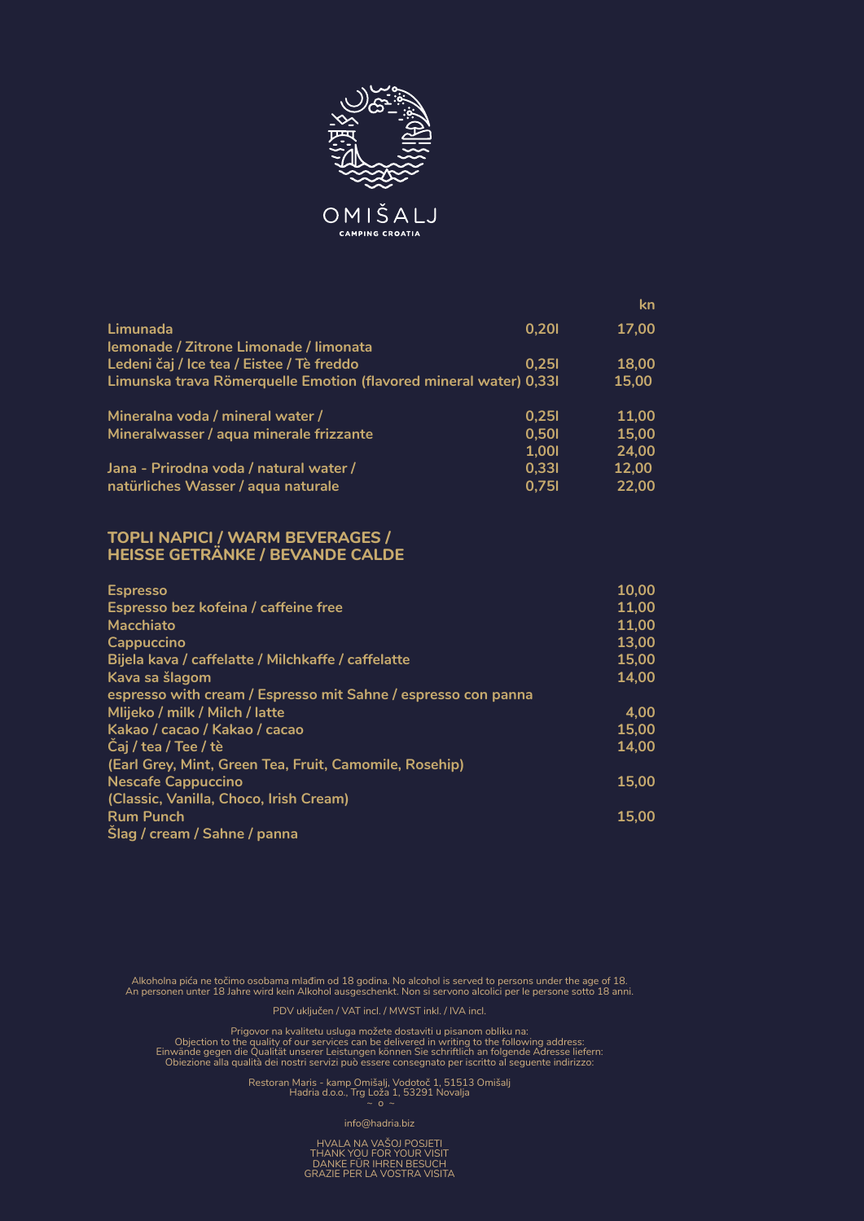OMIŠALJ

CAMPING CROATIA

| | | kn |
|---|---|---|
| Limunada<br>lemonade / Zitrone Limonade / limonata | 0,20l | 17,00 |
| Ledeni čaj / Ice tea / Eistee / Tè freddo | 0,25l | 18,00 |
| Limunska trava Römerquelle Emotion (flavored mineral water) | 0,33l | 15,00 |
| Mineralna voda / mineral water /<br>Mineralwasser / aqua minerale frizzante | 0,25l | 11,00 |
| | 0,50l | 15,00 |
| | 1,00l | 24,00 |
| Jana - Prirodna voda / natural water /<br>natürliches Wasser / aqua naturale | 0,33l | 12,00 |
| | 0,75l | 22,00 |

## TOPLI NAPICI / WARM BEVERAGES / HEISSE GETRÄNKE / BEVANDE CALDE

| | |
|---|---|
| Espresso | 10,00 |
| Espresso bez kofeina / caffeine free | 11,00 |
| Macchiato | 11,00 |
| Cappuccino | 13,00 |
| Bijela kava / caffelatte / Milchkaffe / caffelatte | 15,00 |
| Kava sa šlagom<br>espresso with cream / Espresso mit Sahne / espresso con panna | 14,00 |
| Mlijeko / milk / Milch / latte | 4,00 |
| Kakao / cacao / Kakao / cacao | 15,00 |
| Čaj / tea / Tee / tè<br>(Earl Grey, Mint, Green Tea, Fruit, Camomile, Rosehip) | 14,00 |
| Nescafe Cappuccino<br>(Classic, Vanilla, Choco, Irish Cream) | 15,00 |
| Rum Punch | 15,00 |
| Šlag / cream / Sahne / panna | |

Alkoholna pića ne točimo osobama mlađim od 18 godina. No alcohol is served to persons under the age of 18.
An personen unter 18 Jahre wird kein Alkohol ausgeschenkt. Non si servono alcolici per le persone sotto 18 anni.

PDV uključen / VAT incl. / MWST inkl. / IVA incl.

Prigovor na kvalitetu usluga možete dostaviti u pisanom obliku na:
Objection to the quality of our services can be delivered in writing to the following address:
Einwände gegen die Qualität unserer Leistungen können Sie schriftlich an folgende Adresse liefern:
Obiezione alla qualità dei nostri servizi può essere consegnato per iscritto al seguente indirizzo:

Restoran Maris - kamp Omišalj, Vodotoč 1, 51513 Omišalj
Hadria d.o.o., Trg Loža 1, 53291 Novalja

~ o ~

info@hadria.biz

HVALA NA VAŠOJ POSJETI
THANK YOU FOR YOUR VISIT
DANKE FÜR IHREN BESUCH
GRAZIE PER LA VOSTRA VISITA